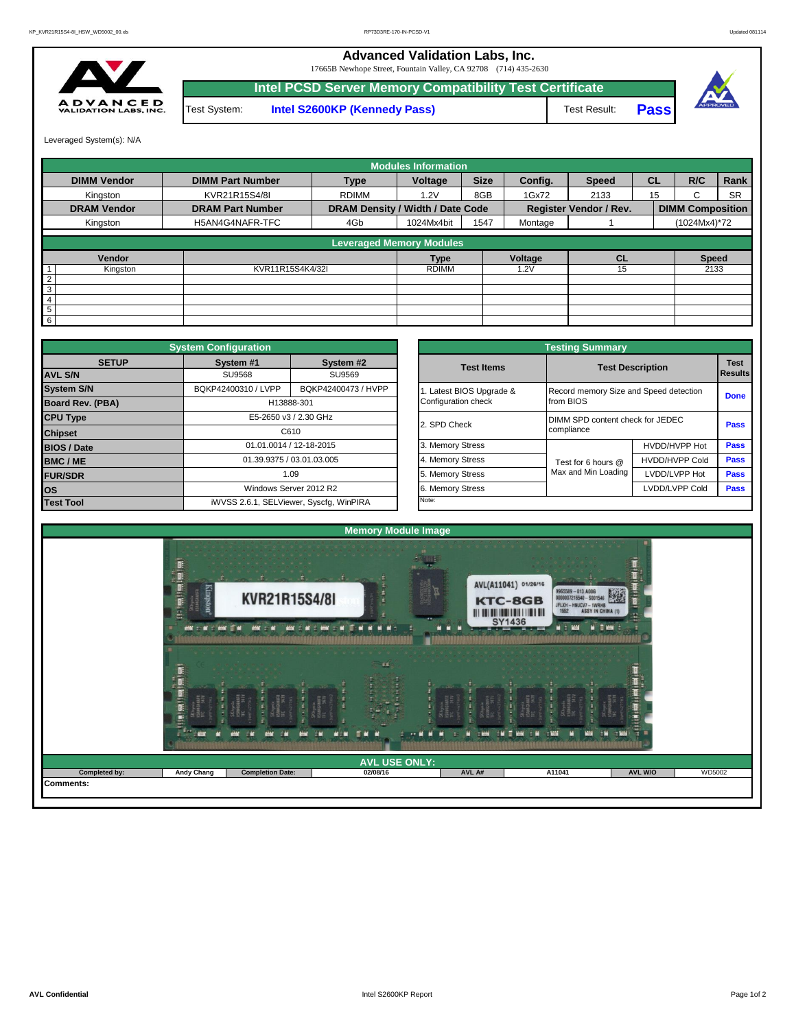# Advanced Validation Labs, Inc.

17665B Newhope Street, Fountain Valley, CA 92708 (714) 435-2630

## Intel PCSD Server Memory Compatibility Test Certificate

| Test System: | Intel S2600KP (Kennedy Pass) | Test Result: | Pass |
|---|---|---|---|

Leveraged System(s): N/A

## Modules Information

| DIMM Vendor | DIMM Part Number | Type | Voltage | Size | Config. | Speed | CL | R/C | Rank |
|---|---|---|---|---|---|---|---|---|---|
| Kingston | KVR21R15S4/8I | RDIMM | 1.2V | 8GB | 1Gx72 | 2133 | 15 | C | SR |
| **DRAM Vendor** | **DRAM Part Number** | **DRAM Density / Width / Date Code** | | | **Register Vendor / Rev.** | | **DIMM Composition** | | |
| Kingston | H5AN4G4NAFR-TFC | 4Gb | 1024Mx4bit | 1547 | Montage | 1 | (1024Mx4)*72 | | |

## Leveraged Memory Modules

| | Vendor | | Type | Voltage | CL | Speed |
|---|---|---|---|---|---|---|
| 1 | Kingston | KVR11R15S4K4/32I | RDIMM | 1.2V | 15 | 2133 |
| 2 | | | | | | |
| 3 | | | | | | |
| 4 | | | | | | |
| 5 | | | | | | |
| 6 | | | | | | |

## System Configuration

| SETUP | System #1 | System #2 |
|---|---|---|
| AVL S/N | SU9568 | SU9569 |
| System S/N | BQKP42400310 / LVPP | BQKP42400473 / HVPP |
| Board Rev. (PBA) | H13888-301 | |
| CPU Type | E5-2650 v3 / 2.30 GHz | |
| Chipset | C610 | |
| BIOS / Date | 01.01.0014 / 12-18-2015 | |
| BMC / ME | 01.39.9375 / 03.01.03.005 | |
| FUR/SDR | 1.09 | |
| OS | Windows Server 2012 R2 | |
| Test Tool | iWVSS 2.6.1, SELViewer, Syscfg, WinPIRA | |

## Testing Summary

| Test Items | Test Description | | Test Results |
|---|---|---|---|
| 1. Latest BIOS Upgrade & Configuration check | Record memory Size and Speed detection from BIOS | | Done |
| 2. SPD Check | DIMM SPD content check for JEDEC compliance | | Pass |
| 3. Memory Stress | Test for 6 hours @ Max and Min Loading | HVDD/HVPP Hot | Pass |
| 4. Memory Stress | | HVDD/HVPP Cold | Pass |
| 5. Memory Stress | | LVDD/LVPP Hot | Pass |
| 6. Memory Stress | | LVDD/LVPP Cold | Pass |
| Note: | | | |

## Memory Module Image

## AVL USE ONLY:

| Completed by: | Andy Chang | Completion Date: | 02/08/16 | AVL A# | A11041 | AVL W/O | WD5002 |
|---|---|---|---|---|---|---|---|

Comments: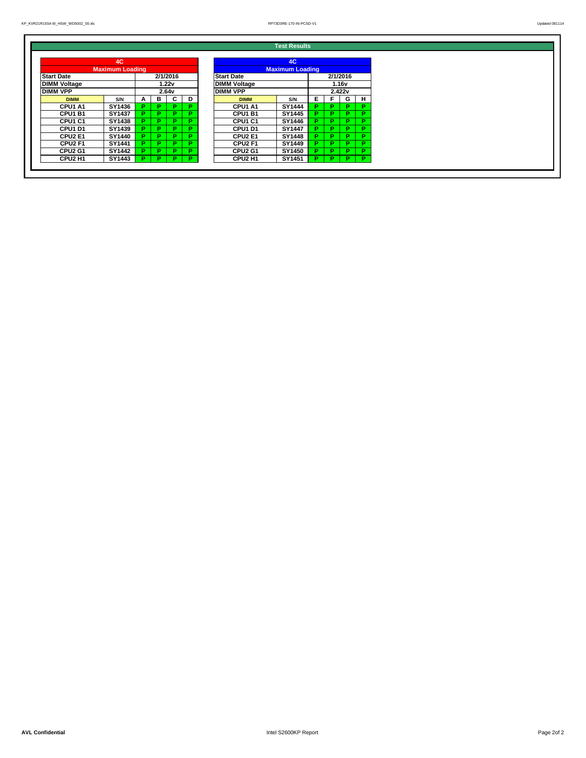## Test Results

| 4C Maximum Loading | | | | | |
|---|---|---|---|---|---|
| Start Date | | 2/1/2016 | | | |
| DIMM Voltage | | 1.22v | | | |
| DIMM VPP | | 2.64v | | | |
| **DIMM** | **S/N** | **A** | **B** | **C** | **D** |
| CPU1 A1 | SY1436 | P | P | P | P |
| CPU1 B1 | SY1437 | P | P | P | P |
| CPU1 C1 | SY1438 | P | P | P | P |
| CPU1 D1 | SY1439 | P | P | P | P |
| CPU2 E1 | SY1440 | P | P | P | P |
| CPU2 F1 | SY1441 | P | P | P | P |
| CPU2 G1 | SY1442 | P | P | P | P |
| CPU2 H1 | SY1443 | P | P | P | P |

| 4C Maximum Loading | | | | | |
|---|---|---|---|---|---|
| Start Date | | 2/1/2016 | | | |
| DIMM Voltage | | 1.16v | | | |
| DIMM VPP | | 2.422v | | | |
| **DIMM** | **S/N** | **E** | **F** | **G** | **H** |
| CPU1 A1 | SY1444 | P | P | P | P |
| CPU1 B1 | SY1445 | P | P | P | P |
| CPU1 C1 | SY1446 | P | P | P | P |
| CPU1 D1 | SY1447 | P | P | P | P |
| CPU2 E1 | SY1448 | P | P | P | P |
| CPU2 F1 | SY1449 | P | P | P | P |
| CPU2 G1 | SY1450 | P | P | P | P |
| CPU2 H1 | SY1451 | P | P | P | P |